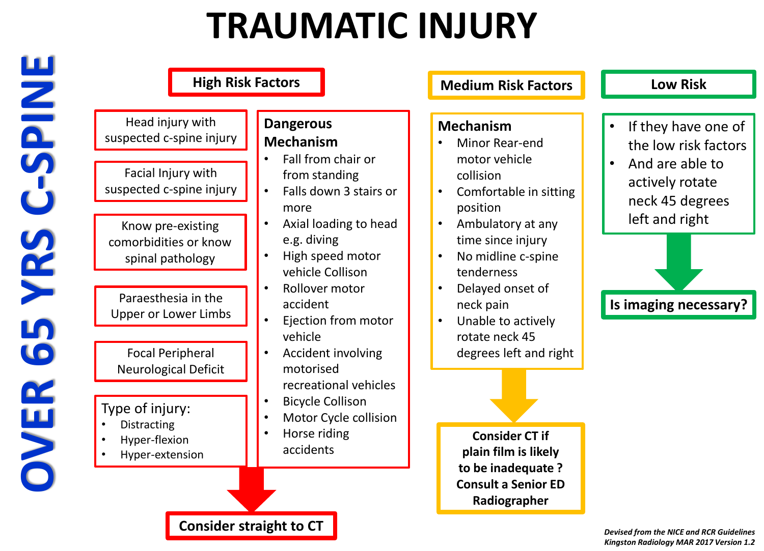# TRAUMATIC INJURY

**OVER 65 YRS C-SPINE**

## High Risk Factors

- Head injury with suspected c-spine injury
- Facial Injury with suspected c-spine injury
- Know pre-existing comorbidities or know spinal pathology
- Paraesthesia in the Upper or Lower Limbs
- Focal Peripheral Neurological Deficit
- Type of injury:
  - Distracting
  - Hyper-flexion
  - Hyper-extension

**Dangerous Mechanism**

- Fall from chair or from standing
- Falls down 3 stairs or more
- Axial loading to head e.g. diving
- High speed motor vehicle Collison
- Rollover motor accident
- Ejection from motor vehicle
- Accident involving motorised recreational vehicles
- Bicycle Collison
- Motor Cycle collision
- Horse riding accidents

**Consider straight to CT**

## Medium Risk Factors

**Mechanism**

- Minor Rear-end motor vehicle collision
- Comfortable in sitting position
- Ambulatory at any time since injury
- No midline c-spine tenderness
- Delayed onset of neck pain
- Unable to actively rotate neck 45 degrees left and right

**Consider CT if plain film is likely to be inadequate ? Consult a Senior ED Radiographer**

## Low Risk

- If they have one of the low risk factors
- And are able to actively rotate neck 45 degrees left and right

**Is imaging necessary?**

*Devised from the NICE and RCR Guidelines*
*Kingston Radiology MAR 2017 Version 1.2*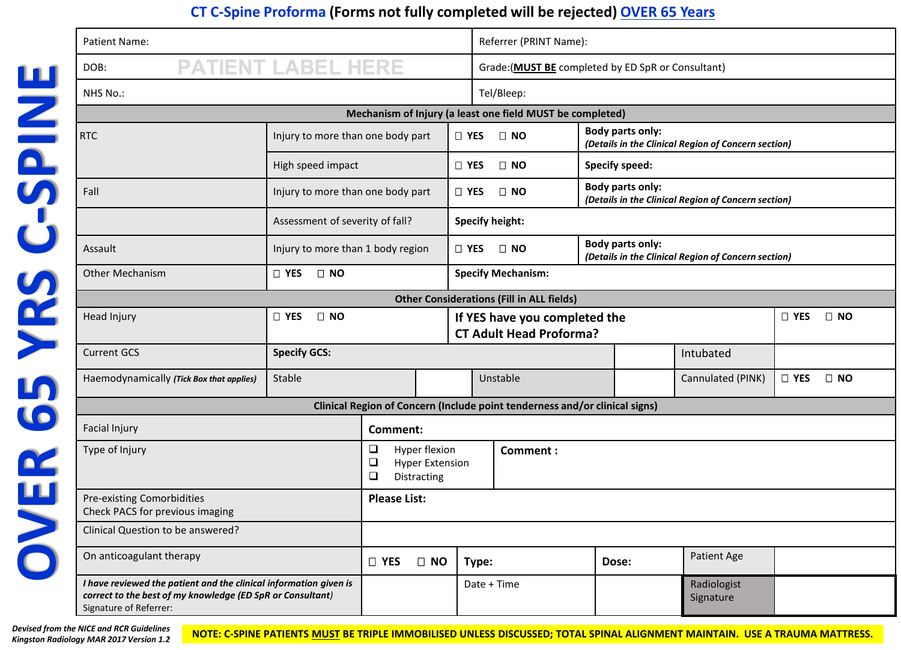# CT C-Spine Proforma (Forms not fully completed will be rejected) OVER 65 Years

**OVER 65 YRS C-SPINE**

| | |
|---|---|
| Patient Name: | Referrer (PRINT Name): |
| DOB: PATIENT LABEL HERE | Grade:(**MUST BE** completed by ED SpR or Consultant) |
| NHS No.: | Tel/Bleep: |

**Mechanism of Injury (a least one field MUST be completed)**

| | | | |
|---|---|---|---|
| RTC | Injury to more than one body part | ☐ YES ☐ NO | **Body parts only:** ***(Details in the Clinical Region of Concern section)*** |
| | High speed impact | ☐ YES ☐ NO | **Specify speed:** |
| Fall | Injury to more than one body part | ☐ YES ☐ NO | **Body parts only:** ***(Details in the Clinical Region of Concern section)*** |
| | Assessment of severity of fall? | **Specify height:** | |
| Assault | Injury to more than 1 body region | ☐ YES ☐ NO | **Body parts only:** ***(Details in the Clinical Region of Concern section)*** |
| Other Mechanism | ☐ YES ☐ NO | **Specify Mechanism:** | |

**Other Considerations (Fill in ALL fields)**

| | | | | | |
|---|---|---|---|---|---|
| Head Injury | ☐ YES ☐ NO | **If YES have you completed the CT Adult Head Proforma?** | | | ☐ YES ☐ NO |
| Current GCS | **Specify GCS:** | | | Intubated | |
| Haemodynamically *(Tick Box that applies)* | Stable | | Unstable | Cannulated (PINK) | ☐ YES ☐ NO |

**Clinical Region of Concern (Include point tenderness and/or clinical signs)**

| | | | | | |
|---|---|---|---|---|---|
| Facial Injury | **Comment:** | | | | |
| Type of Injury | ❑ Hyper flexion<br>❑ Hyper Extension<br>❑ Distracting | **Comment :** | | | |
| Pre-existing Comorbidities<br>Check PACS for previous imaging | **Please List:** | | | | |
| Clinical Question to be answered? | | | | | |
| On anticoagulant therapy | ☐ YES ☐ NO | **Type:** | **Dose:** | Patient Age | |
| ***I have reviewed the patient and the clinical information given is correct to the best of my knowledge*** *(ED SpR or Consultant)*<br>Signature of Referrer: | | Date + Time | | Radiologist Signature | |

***Devised from the NICE and RCR Guidelines***
***Kingston Radiology MAR 2017 Version 1.2***

**NOTE: C-SPINE PATIENTS MUST BE TRIPLE IMMOBILISED UNLESS DISCUSSED; TOTAL SPINAL ALIGNMENT MAINTAIN. USE A TRAUMA MATTRESS.**